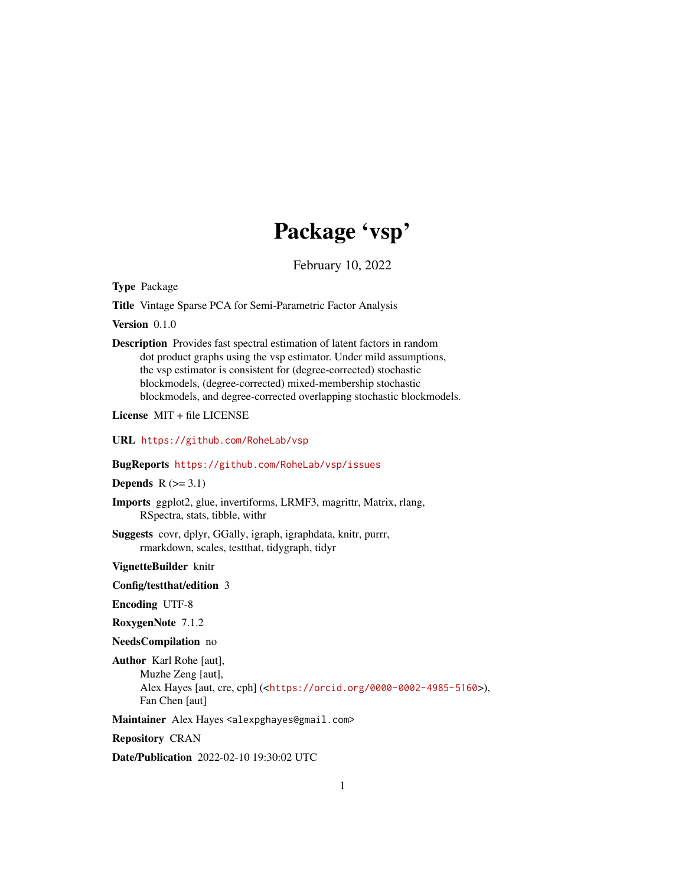# Package 'vsp'

February 10, 2022

**Type** Package

**Title** Vintage Sparse PCA for Semi-Parametric Factor Analysis

**Version** 0.1.0

**Description** Provides fast spectral estimation of latent factors in random dot product graphs using the vsp estimator. Under mild assumptions, the vsp estimator is consistent for (degree-corrected) stochastic blockmodels, (degree-corrected) mixed-membership stochastic blockmodels, and degree-corrected overlapping stochastic blockmodels.

**License** MIT + file LICENSE

**URL** https://github.com/RoheLab/vsp

**BugReports** https://github.com/RoheLab/vsp/issues

**Depends** R (>= 3.1)

**Imports** ggplot2, glue, invertiforms, LRMF3, magrittr, Matrix, rlang, RSpectra, stats, tibble, withr

**Suggests** covr, dplyr, GGally, igraph, igraphdata, knitr, purrr, rmarkdown, scales, testthat, tidygraph, tidyr

**VignetteBuilder** knitr

**Config/testthat/edition** 3

**Encoding** UTF-8

**RoxygenNote** 7.1.2

**NeedsCompilation** no

**Author** Karl Rohe [aut],
Muzhe Zeng [aut],
Alex Hayes [aut, cre, cph] (<https://orcid.org/0000-0002-4985-5160>),
Fan Chen [aut]

**Maintainer** Alex Hayes <alexpghayes@gmail.com>

**Repository** CRAN

**Date/Publication** 2022-02-10 19:30:02 UTC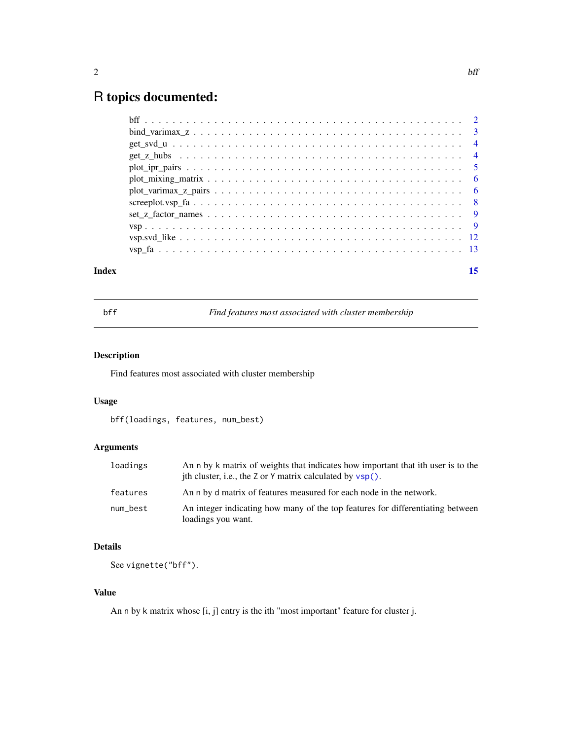# R topics documented:

bff . . . . . . . . . . . . . . . . . . . . . . . . . . . . . . . . . . . . . . . . . . 2
bind_varimax_z . . . . . . . . . . . . . . . . . . . . . . . . . . . . . . . . . . . . 3
get_svd_u . . . . . . . . . . . . . . . . . . . . . . . . . . . . . . . . . . . . . . . 4
get_z_hubs . . . . . . . . . . . . . . . . . . . . . . . . . . . . . . . . . . . . . . 4
plot_ipr_pairs . . . . . . . . . . . . . . . . . . . . . . . . . . . . . . . . . . . . 5
plot_mixing_matrix . . . . . . . . . . . . . . . . . . . . . . . . . . . . . . . . . . 6
plot_varimax_z_pairs . . . . . . . . . . . . . . . . . . . . . . . . . . . . . . . . . 6
screeplot.vsp_fa . . . . . . . . . . . . . . . . . . . . . . . . . . . . . . . . . . . 8
set_z_factor_names . . . . . . . . . . . . . . . . . . . . . . . . . . . . . . . . . . 9
vsp . . . . . . . . . . . . . . . . . . . . . . . . . . . . . . . . . . . . . . . . . . 9
vsp.svd_like . . . . . . . . . . . . . . . . . . . . . . . . . . . . . . . . . . . . . 12
vsp_fa . . . . . . . . . . . . . . . . . . . . . . . . . . . . . . . . . . . . . . . . 13

**Index** **15**

---

## bff — *Find features most associated with cluster membership*

### Description

Find features most associated with cluster membership

### Usage

```
bff(loadings, features, num_best)
```

### Arguments

| | |
|---|---|
| `loadings` | An n by k matrix of weights that indicates how important that ith user is to the jth cluster, i.e., the Z or Y matrix calculated by `vsp()`. |
| `features` | An n by d matrix of features measured for each node in the network. |
| `num_best` | An integer indicating how many of the top features for differentiating between loadings you want. |

### Details

See `vignette("bff")`.

### Value

An n by k matrix whose [i, j] entry is the ith "most important" feature for cluster j.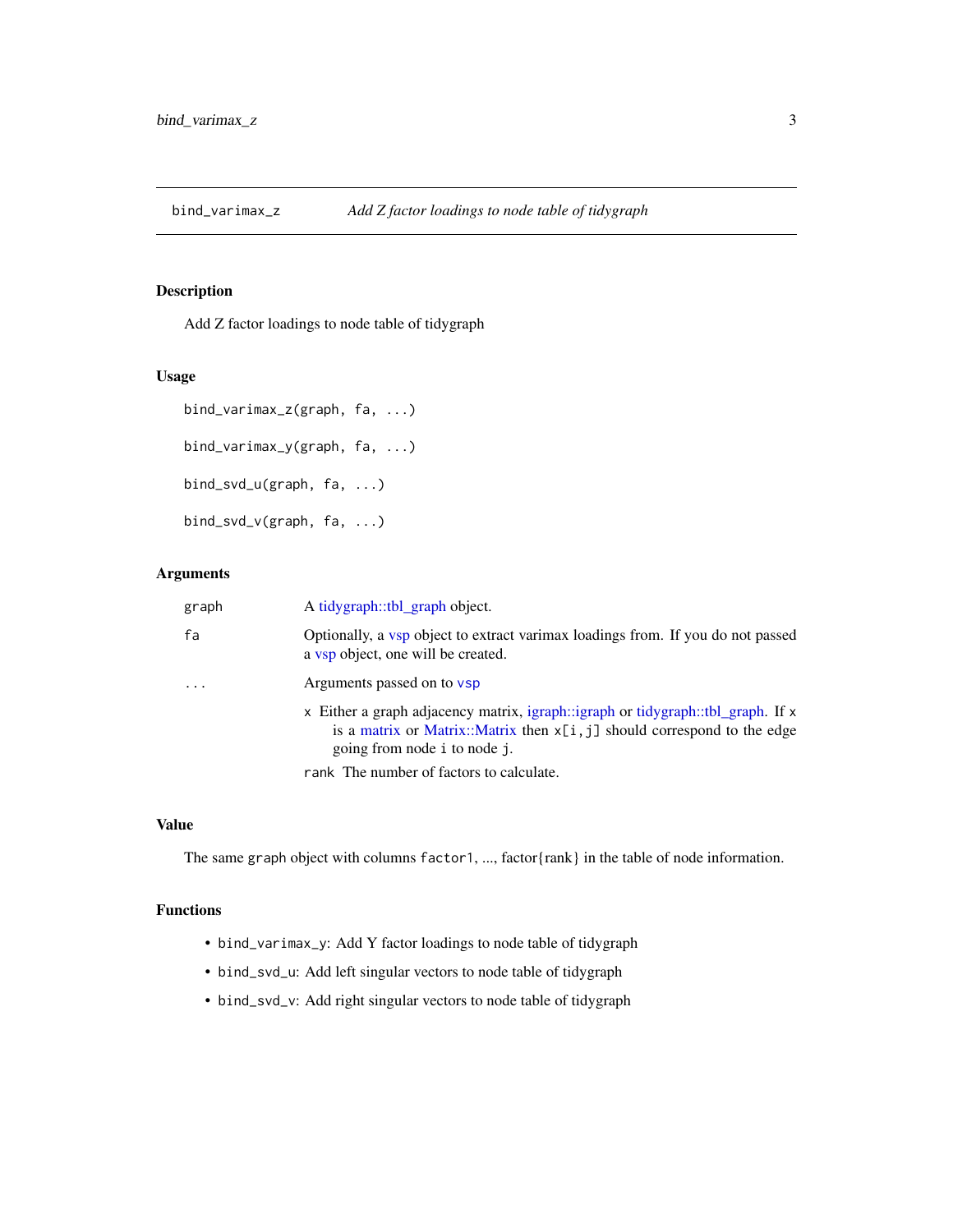## bind_varimax_z — *Add Z factor loadings to node table of tidygraph*

### Description

Add Z factor loadings to node table of tidygraph

### Usage

```
bind_varimax_z(graph, fa, ...)

bind_varimax_y(graph, fa, ...)

bind_svd_u(graph, fa, ...)

bind_svd_v(graph, fa, ...)
```

### Arguments

| | |
|---|---|
| `graph` | A tidygraph::tbl_graph object. |
| `fa` | Optionally, a vsp object to extract varimax loadings from. If you do not passed a vsp object, one will be created. |
| `...` | Arguments passed on to `vsp` |

- `x` Either a graph adjacency matrix, igraph::igraph or tidygraph::tbl_graph. If `x` is a matrix or Matrix::Matrix then `x[i,j]` should correspond to the edge going from node `i` to node `j`.
- `rank` The number of factors to calculate.

### Value

The same `graph` object with columns `factor1`, ..., factor{rank} in the table of node information.

### Functions

- `bind_varimax_y`: Add Y factor loadings to node table of tidygraph
- `bind_svd_u`: Add left singular vectors to node table of tidygraph
- `bind_svd_v`: Add right singular vectors to node table of tidygraph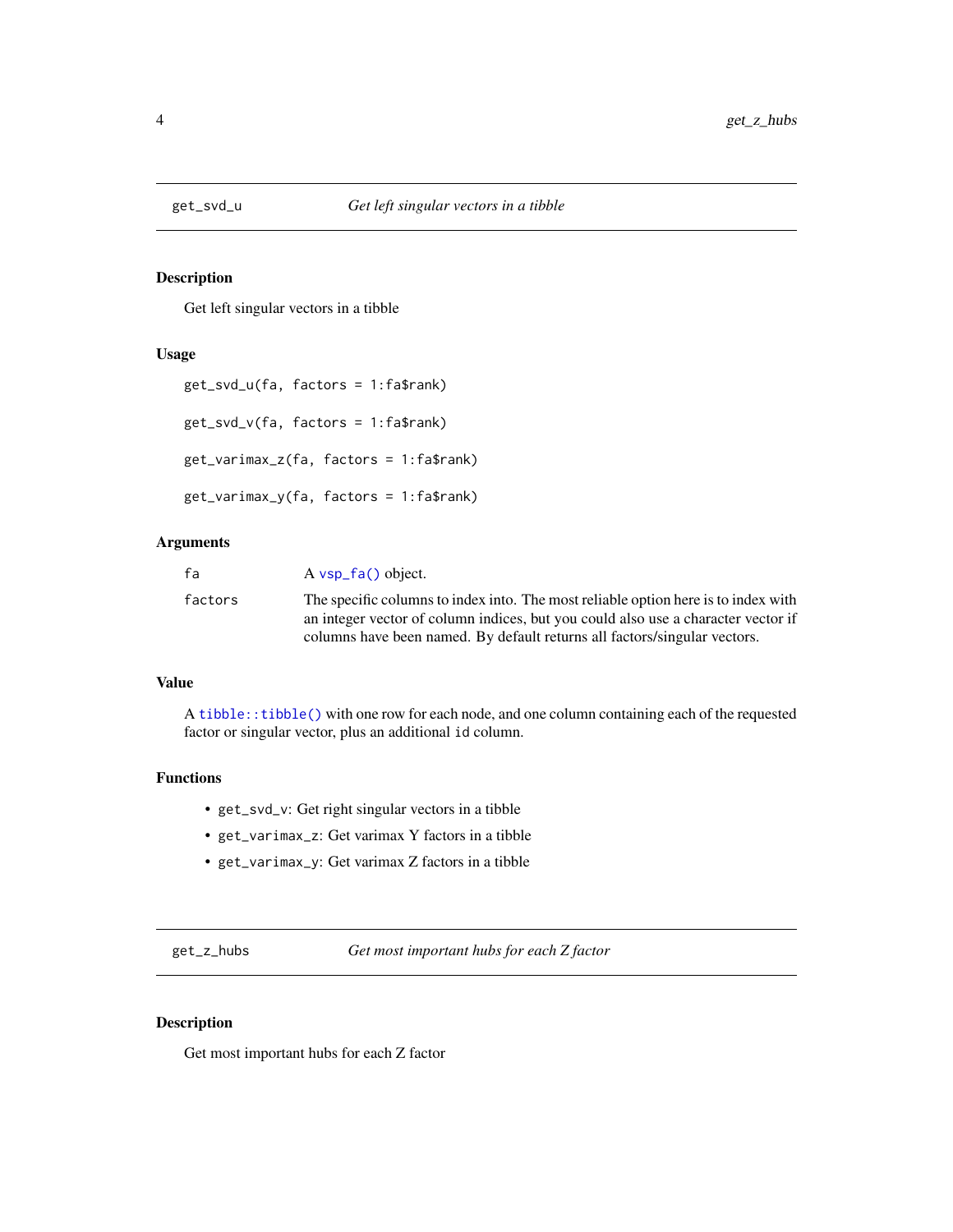## get_svd_u — *Get left singular vectors in a tibble*

### Description

Get left singular vectors in a tibble

### Usage

```
get_svd_u(fa, factors = 1:fa$rank)

get_svd_v(fa, factors = 1:fa$rank)

get_varimax_z(fa, factors = 1:fa$rank)

get_varimax_y(fa, factors = 1:fa$rank)
```

### Arguments

| | |
|---|---|
| `fa` | A `vsp_fa()` object. |
| `factors` | The specific columns to index into. The most reliable option here is to index with an integer vector of column indices, but you could also use a character vector if columns have been named. By default returns all factors/singular vectors. |

### Value

A `tibble::tibble()` with one row for each node, and one column containing each of the requested factor or singular vector, plus an additional `id` column.

### Functions

- `get_svd_v`: Get right singular vectors in a tibble
- `get_varimax_z`: Get varimax Y factors in a tibble
- `get_varimax_y`: Get varimax Z factors in a tibble

## get_z_hubs — *Get most important hubs for each Z factor*

### Description

Get most important hubs for each Z factor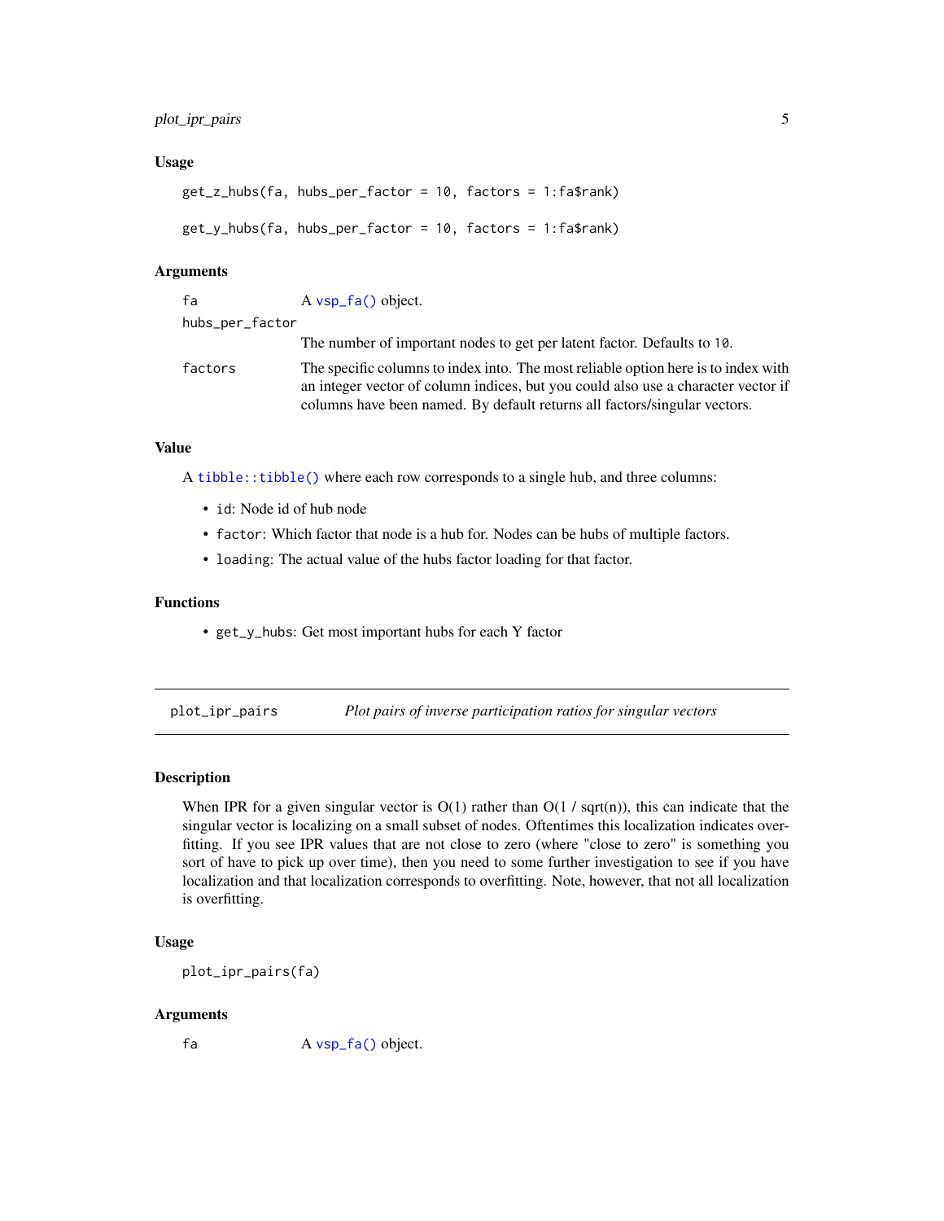### Usage

```
get_z_hubs(fa, hubs_per_factor = 10, factors = 1:fa$rank)

get_y_hubs(fa, hubs_per_factor = 10, factors = 1:fa$rank)
```

### Arguments

| | |
|---|---|
| `fa` | A `vsp_fa()` object. |
| `hubs_per_factor` | The number of important nodes to get per latent factor. Defaults to `10`. |
| `factors` | The specific columns to index into. The most reliable option here is to index with an integer vector of column indices, but you could also use a character vector if columns have been named. By default returns all factors/singular vectors. |

### Value

A `tibble::tibble()` where each row corresponds to a single hub, and three columns:

- `id`: Node id of hub node
- `factor`: Which factor that node is a hub for. Nodes can be hubs of multiple factors.
- `loading`: The actual value of the hubs factor loading for that factor.

### Functions

- `get_y_hubs`: Get most important hubs for each Y factor

---

## plot_ipr_pairs — *Plot pairs of inverse participation ratios for singular vectors*

---

### Description

When IPR for a given singular vector is O(1) rather than O(1 / sqrt(n)), this can indicate that the singular vector is localizing on a small subset of nodes. Oftentimes this localization indicates overfitting. If you see IPR values that are not close to zero (where "close to zero" is something you sort of have to pick up over time), then you need to some further investigation to see if you have localization and that localization corresponds to overfitting. Note, however, that not all localization is overfitting.

### Usage

```
plot_ipr_pairs(fa)
```

### Arguments

| | |
|---|---|
| `fa` | A `vsp_fa()` object. |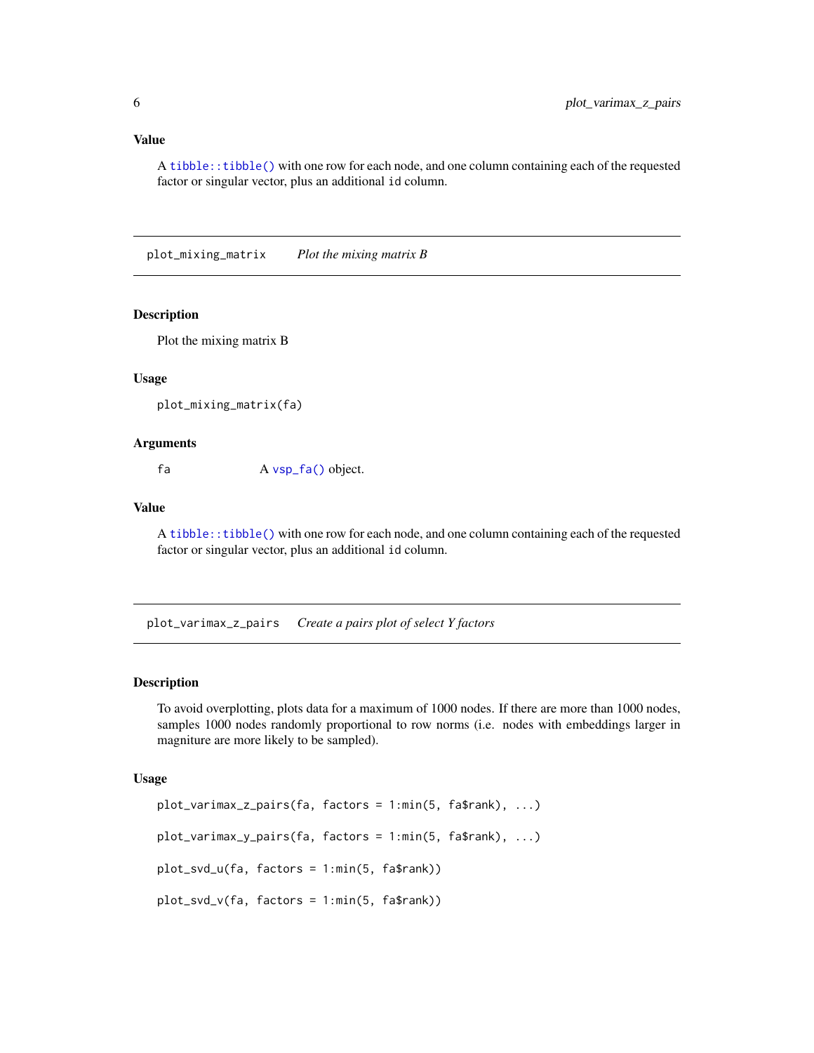### Value

A `tibble::tibble()` with one row for each node, and one column containing each of the requested factor or singular vector, plus an additional `id` column.

---

## plot_mixing_matrix    *Plot the mixing matrix B*

### Description

Plot the mixing matrix B

### Usage

```
plot_mixing_matrix(fa)
```

### Arguments

| | |
|---|---|
| fa | A `vsp_fa()` object. |

### Value

A `tibble::tibble()` with one row for each node, and one column containing each of the requested factor or singular vector, plus an additional `id` column.

---

## plot_varimax_z_pairs    *Create a pairs plot of select Y factors*

### Description

To avoid overplotting, plots data for a maximum of 1000 nodes. If there are more than 1000 nodes, samples 1000 nodes randomly proportional to row norms (i.e. nodes with embeddings larger in magniture are more likely to be sampled).

### Usage

```
plot_varimax_z_pairs(fa, factors = 1:min(5, fa$rank), ...)

plot_varimax_y_pairs(fa, factors = 1:min(5, fa$rank), ...)

plot_svd_u(fa, factors = 1:min(5, fa$rank))

plot_svd_v(fa, factors = 1:min(5, fa$rank))
```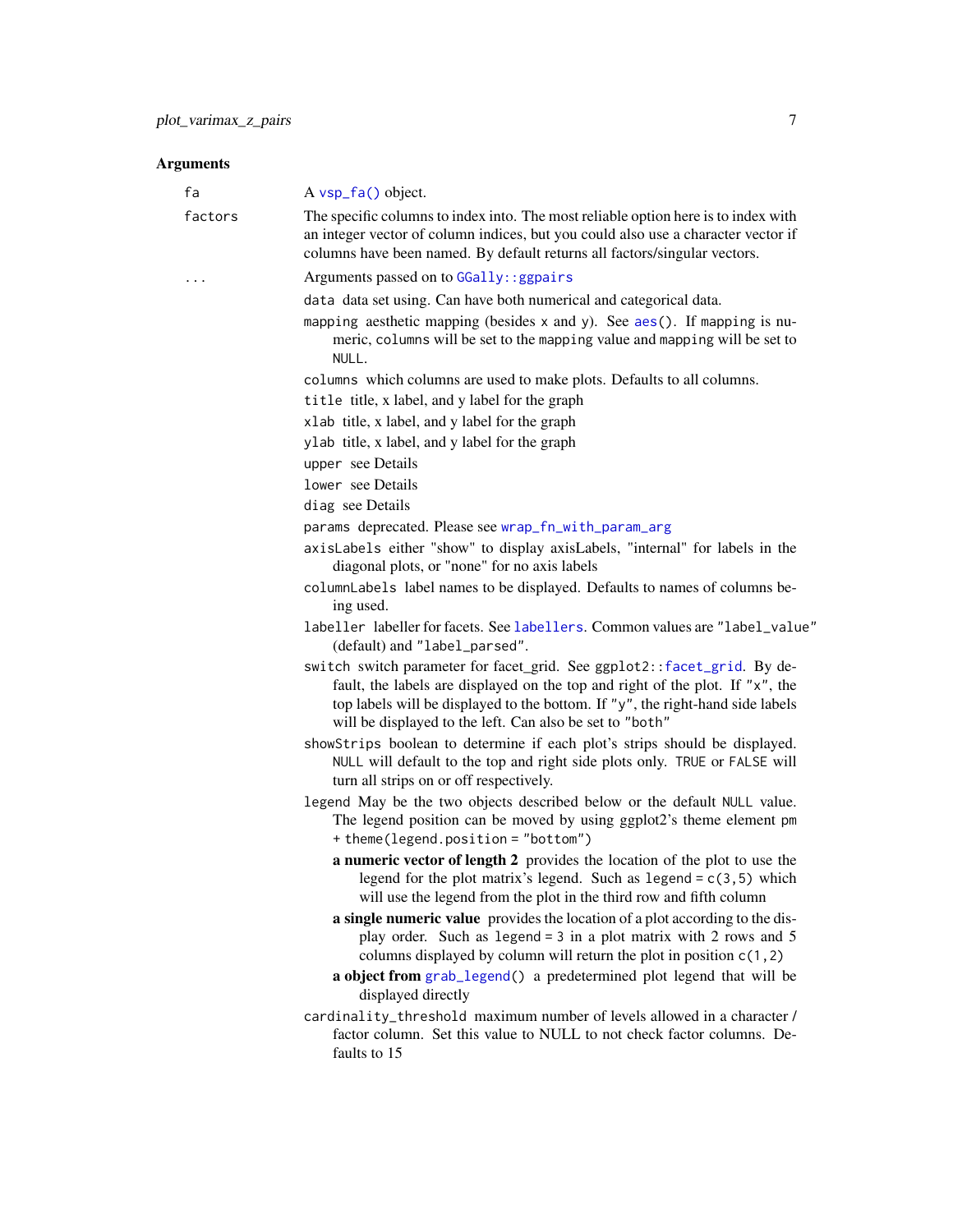## Arguments

`fa` A `vsp_fa()` object.

`factors` The specific columns to index into. The most reliable option here is to index with an integer vector of column indices, but you could also use a character vector if columns have been named. By default returns all factors/singular vectors.

`...` Arguments passed on to `GGally::ggpairs`

- `data` data set using. Can have both numerical and categorical data.
- `mapping` aesthetic mapping (besides x and y). See `aes()`. If `mapping` is numeric, `columns` will be set to the `mapping` value and `mapping` will be set to `NULL`.
- `columns` which columns are used to make plots. Defaults to all columns.
- `title` title, x label, and y label for the graph
- `xlab` title, x label, and y label for the graph
- `ylab` title, x label, and y label for the graph
- `upper` see Details
- `lower` see Details
- `diag` see Details
- `params` deprecated. Please see `wrap_fn_with_param_arg`
- `axisLabels` either "show" to display axisLabels, "internal" for labels in the diagonal plots, or "none" for no axis labels
- `columnLabels` label names to be displayed. Defaults to names of columns being used.
- `labeller` labeller for facets. See `labellers`. Common values are `"label_value"` (default) and `"label_parsed"`.
- `switch` switch parameter for facet_grid. See `ggplot2::facet_grid`. By default, the labels are displayed on the top and right of the plot. If `"x"`, the top labels will be displayed to the bottom. If `"y"`, the right-hand side labels will be displayed to the left. Can also be set to `"both"`
- `showStrips` boolean to determine if each plot's strips should be displayed. `NULL` will default to the top and right side plots only. `TRUE` or `FALSE` will turn all strips on or off respectively.
- `legend` May be the two objects described below or the default `NULL` value. The legend position can be moved by using ggplot2's theme element `pm + theme(legend.position = "bottom")`
  - **a numeric vector of length 2** provides the location of the plot to use the legend for the plot matrix's legend. Such as `legend = c(3,5)` which will use the legend from the plot in the third row and fifth column
  - **a single numeric value** provides the location of a plot according to the display order. Such as `legend = 3` in a plot matrix with 2 rows and 5 columns displayed by column will return the plot in position `c(1,2)`
  - **a object from `grab_legend()`** a predetermined plot legend that will be displayed directly
- `cardinality_threshold` maximum number of levels allowed in a character / factor column. Set this value to NULL to not check factor columns. Defaults to 15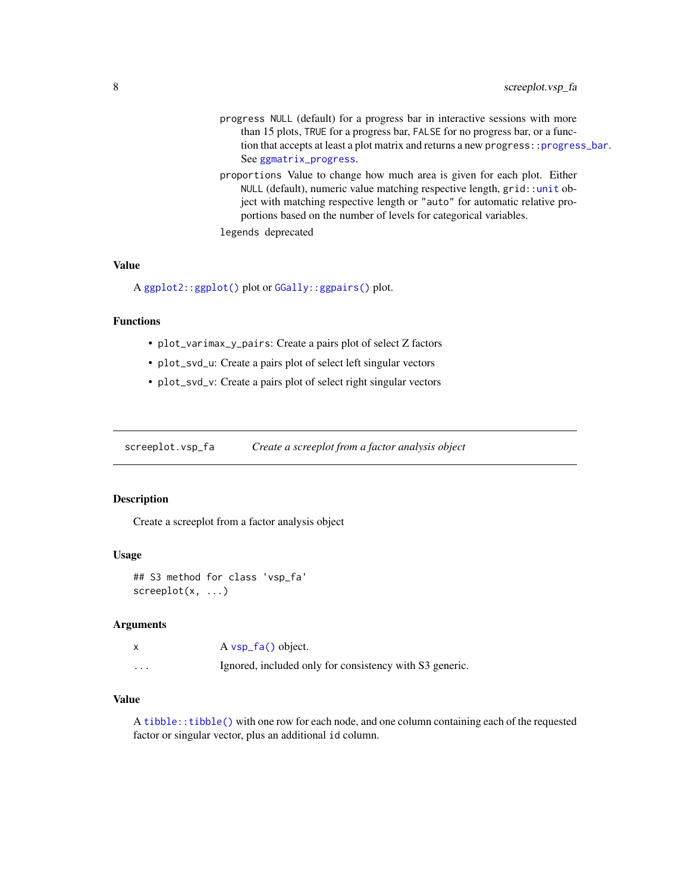progress `NULL` (default) for a progress bar in interactive sessions with more than 15 plots, `TRUE` for a progress bar, `FALSE` for no progress bar, or a function that accepts at least a plot matrix and returns a new `progress::progress_bar`. See `ggmatrix_progress`.

proportions Value to change how much area is given for each plot. Either `NULL` (default), numeric value matching respective length, `grid::unit` object with matching respective length or `"auto"` for automatic relative proportions based on the number of levels for categorical variables.

legends deprecated

### Value

A `ggplot2::ggplot()` plot or `GGally::ggpairs()` plot.

### Functions

- `plot_varimax_y_pairs`: Create a pairs plot of select Z factors
- `plot_svd_u`: Create a pairs plot of select left singular vectors
- `plot_svd_v`: Create a pairs plot of select right singular vectors

---

## screeplot.vsp_fa — *Create a screeplot from a factor analysis object*

### Description

Create a screeplot from a factor analysis object

### Usage

```
## S3 method for class 'vsp_fa'
screeplot(x, ...)
```

### Arguments

| | |
|---|---|
| x | A `vsp_fa()` object. |
| ... | Ignored, included only for consistency with S3 generic. |

### Value

A `tibble::tibble()` with one row for each node, and one column containing each of the requested factor or singular vector, plus an additional `id` column.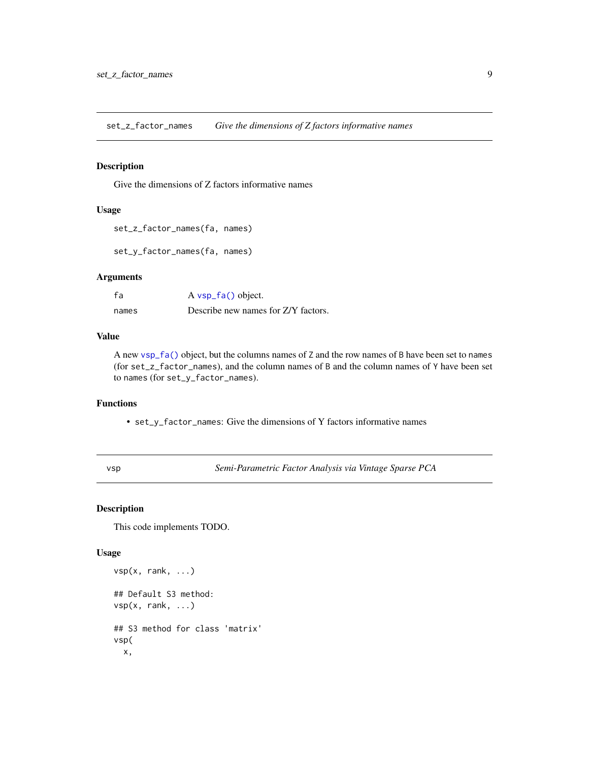## set_z_factor_names — *Give the dimensions of Z factors informative names*

### Description

Give the dimensions of Z factors informative names

### Usage

```
set_z_factor_names(fa, names)

set_y_factor_names(fa, names)
```

### Arguments

| | |
|---|---|
| fa | A vsp_fa() object. |
| names | Describe new names for Z/Y factors. |

### Value

A new vsp_fa() object, but the columns names of Z and the row names of B have been set to names (for set_z_factor_names), and the column names of B and the column names of Y have been set to names (for set_y_factor_names).

### Functions

- set_y_factor_names: Give the dimensions of Y factors informative names

## vsp — *Semi-Parametric Factor Analysis via Vintage Sparse PCA*

### Description

This code implements TODO.

### Usage

```
vsp(x, rank, ...)

## Default S3 method:
vsp(x, rank, ...)

## S3 method for class 'matrix'
vsp(
  x,
```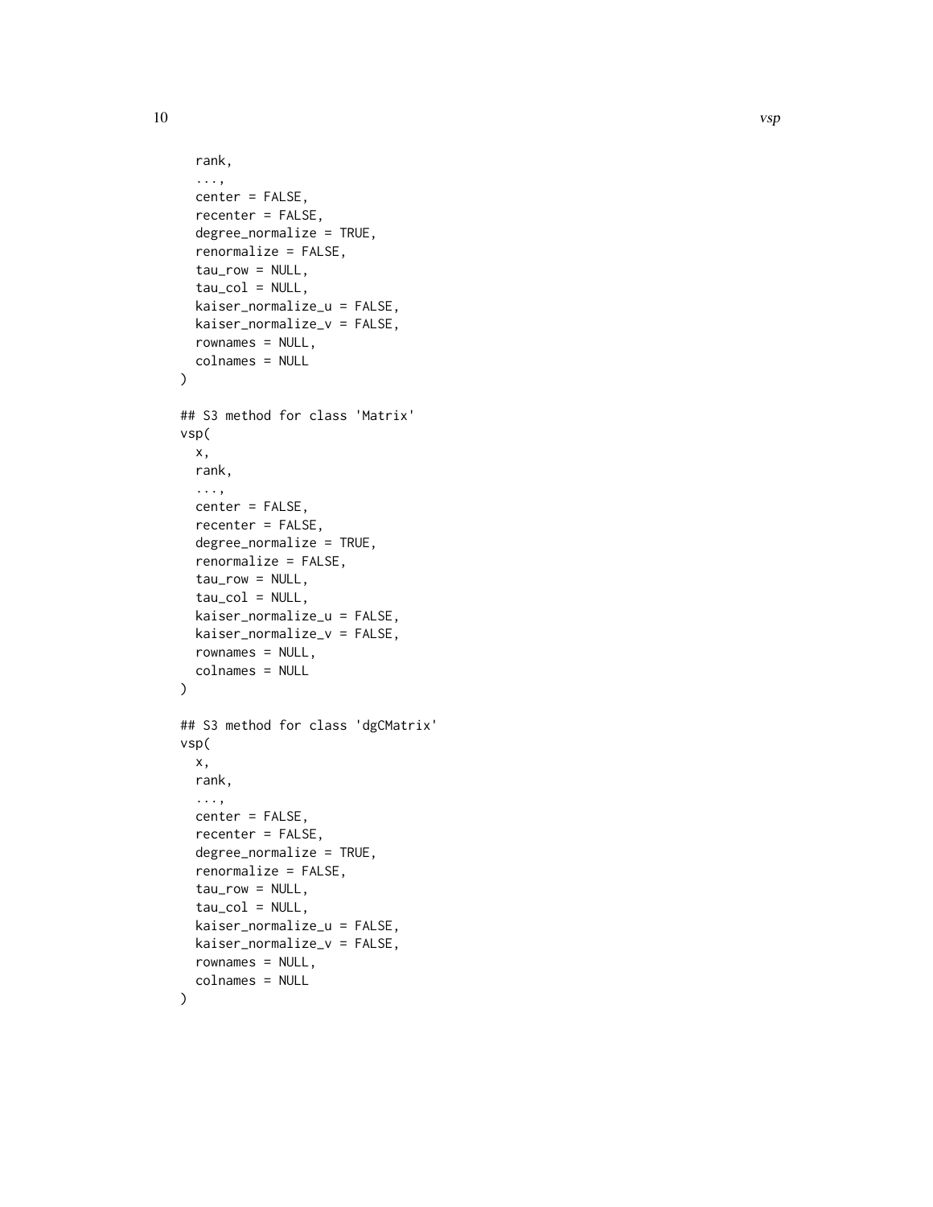```
  rank,
  ...,
  center = FALSE,
  recenter = FALSE,
  degree_normalize = TRUE,
  renormalize = FALSE,
  tau_row = NULL,
  tau_col = NULL,
  kaiser_normalize_u = FALSE,
  kaiser_normalize_v = FALSE,
  rownames = NULL,
  colnames = NULL
)

## S3 method for class 'Matrix'
vsp(
  x,
  rank,
  ...,
  center = FALSE,
  recenter = FALSE,
  degree_normalize = TRUE,
  renormalize = FALSE,
  tau_row = NULL,
  tau_col = NULL,
  kaiser_normalize_u = FALSE,
  kaiser_normalize_v = FALSE,
  rownames = NULL,
  colnames = NULL
)

## S3 method for class 'dgCMatrix'
vsp(
  x,
  rank,
  ...,
  center = FALSE,
  recenter = FALSE,
  degree_normalize = TRUE,
  renormalize = FALSE,
  tau_row = NULL,
  tau_col = NULL,
  kaiser_normalize_u = FALSE,
  kaiser_normalize_v = FALSE,
  rownames = NULL,
  colnames = NULL
)
```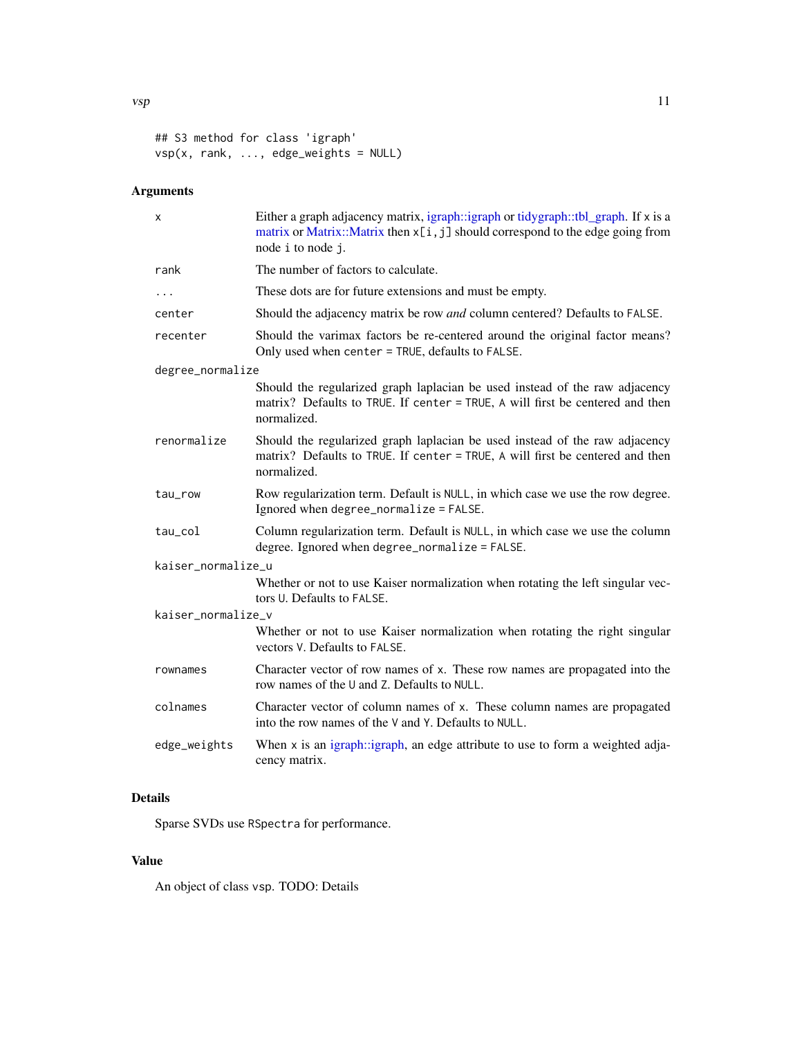```
## S3 method for class 'igraph'
vsp(x, rank, ..., edge_weights = NULL)
```

## Arguments

| Argument | Description |
|---|---|
| `x` | Either a graph adjacency matrix, igraph::igraph or tidygraph::tbl_graph. If `x` is a matrix or Matrix::Matrix then `x[i,j]` should correspond to the edge going from node `i` to node `j`. |
| `rank` | The number of factors to calculate. |
| `...` | These dots are for future extensions and must be empty. |
| `center` | Should the adjacency matrix be row *and* column centered? Defaults to `FALSE`. |
| `recenter` | Should the varimax factors be re-centered around the original factor means? Only used when `center = TRUE`, defaults to `FALSE`. |
| `degree_normalize` | Should the regularized graph laplacian be used instead of the raw adjacency matrix? Defaults to `TRUE`. If `center = TRUE`, `A` will first be centered and then normalized. |
| `renormalize` | Should the regularized graph laplacian be used instead of the raw adjacency matrix? Defaults to `TRUE`. If `center = TRUE`, `A` will first be centered and then normalized. |
| `tau_row` | Row regularization term. Default is `NULL`, in which case we use the row degree. Ignored when `degree_normalize = FALSE`. |
| `tau_col` | Column regularization term. Default is `NULL`, in which case we use the column degree. Ignored when `degree_normalize = FALSE`. |
| `kaiser_normalize_u` | Whether or not to use Kaiser normalization when rotating the left singular vectors `U`. Defaults to `FALSE`. |
| `kaiser_normalize_v` | Whether or not to use Kaiser normalization when rotating the right singular vectors `V`. Defaults to `FALSE`. |
| `rownames` | Character vector of row names of `x`. These row names are propagated into the row names of the `U` and `Z`. Defaults to `NULL`. |
| `colnames` | Character vector of column names of `x`. These column names are propagated into the row names of the `V` and `Y`. Defaults to `NULL`. |
| `edge_weights` | When `x` is an igraph::igraph, an edge attribute to use to form a weighted adjacency matrix. |

## Details

Sparse SVDs use `RSpectra` for performance.

## Value

An object of class `vsp`. TODO: Details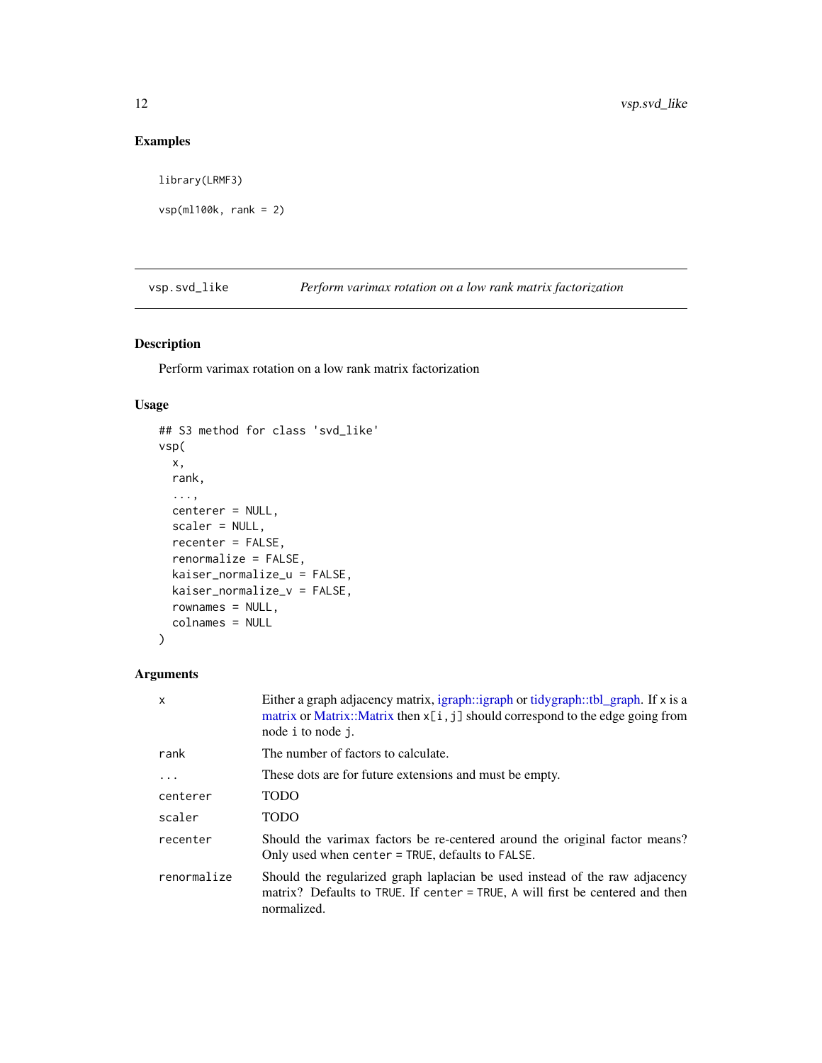## Examples

```
library(LRMF3)

vsp(ml100k, rank = 2)
```

---

## vsp.svd_like — *Perform varimax rotation on a low rank matrix factorization*

---

### Description

Perform varimax rotation on a low rank matrix factorization

### Usage

```
## S3 method for class 'svd_like'
vsp(
  x,
  rank,
  ...,
  centerer = NULL,
  scaler = NULL,
  recenter = FALSE,
  renormalize = FALSE,
  kaiser_normalize_u = FALSE,
  kaiser_normalize_v = FALSE,
  rownames = NULL,
  colnames = NULL
)
```

### Arguments

| | |
|---|---|
| `x` | Either a graph adjacency matrix, igraph::igraph or tidygraph::tbl_graph. If `x` is a matrix or Matrix::Matrix then `x[i,j]` should correspond to the edge going from node `i` to node `j`. |
| `rank` | The number of factors to calculate. |
| `...` | These dots are for future extensions and must be empty. |
| `centerer` | TODO |
| `scaler` | TODO |
| `recenter` | Should the varimax factors be re-centered around the original factor means? Only used when `center = TRUE`, defaults to `FALSE`. |
| `renormalize` | Should the regularized graph laplacian be used instead of the raw adjacency matrix? Defaults to `TRUE`. If `center = TRUE`, `A` will first be centered and then normalized. |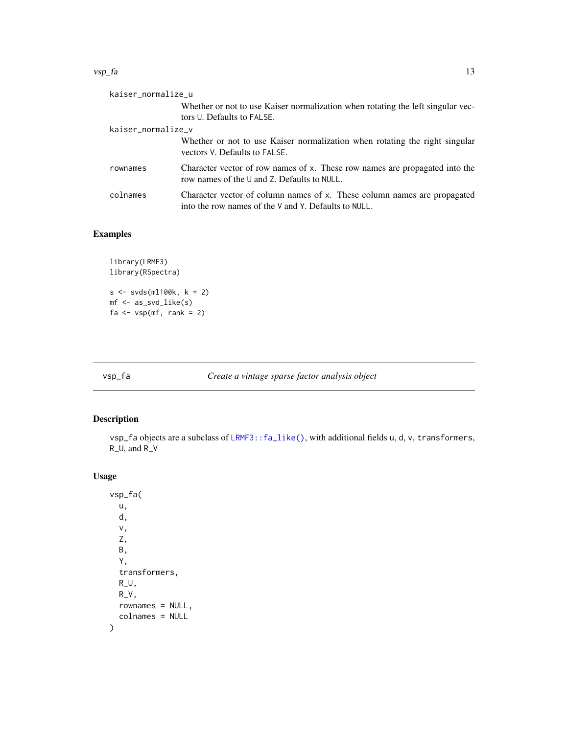kaiser_normalize_u
: Whether or not to use Kaiser normalization when rotating the left singular vectors U. Defaults to FALSE.

kaiser_normalize_v
: Whether or not to use Kaiser normalization when rotating the right singular vectors V. Defaults to FALSE.

rownames
: Character vector of row names of x. These row names are propagated into the row names of the U and Z. Defaults to NULL.

colnames
: Character vector of column names of x. These column names are propagated into the row names of the V and Y. Defaults to NULL.

## Examples

```
library(LRMF3)
library(RSpectra)

s <- svds(ml100k, k = 2)
mf <- as_svd_like(s)
fa <- vsp(mf, rank = 2)
```

---

# vsp_fa *Create a vintage sparse factor analysis object*

---

## Description

vsp_fa objects are a subclass of LRMF3::fa_like(), with additional fields u, d, v, transformers, R_U, and R_V

## Usage

```
vsp_fa(
  u,
  d,
  v,
  Z,
  B,
  Y,
  transformers,
  R_U,
  R_V,
  rownames = NULL,
  colnames = NULL
)
```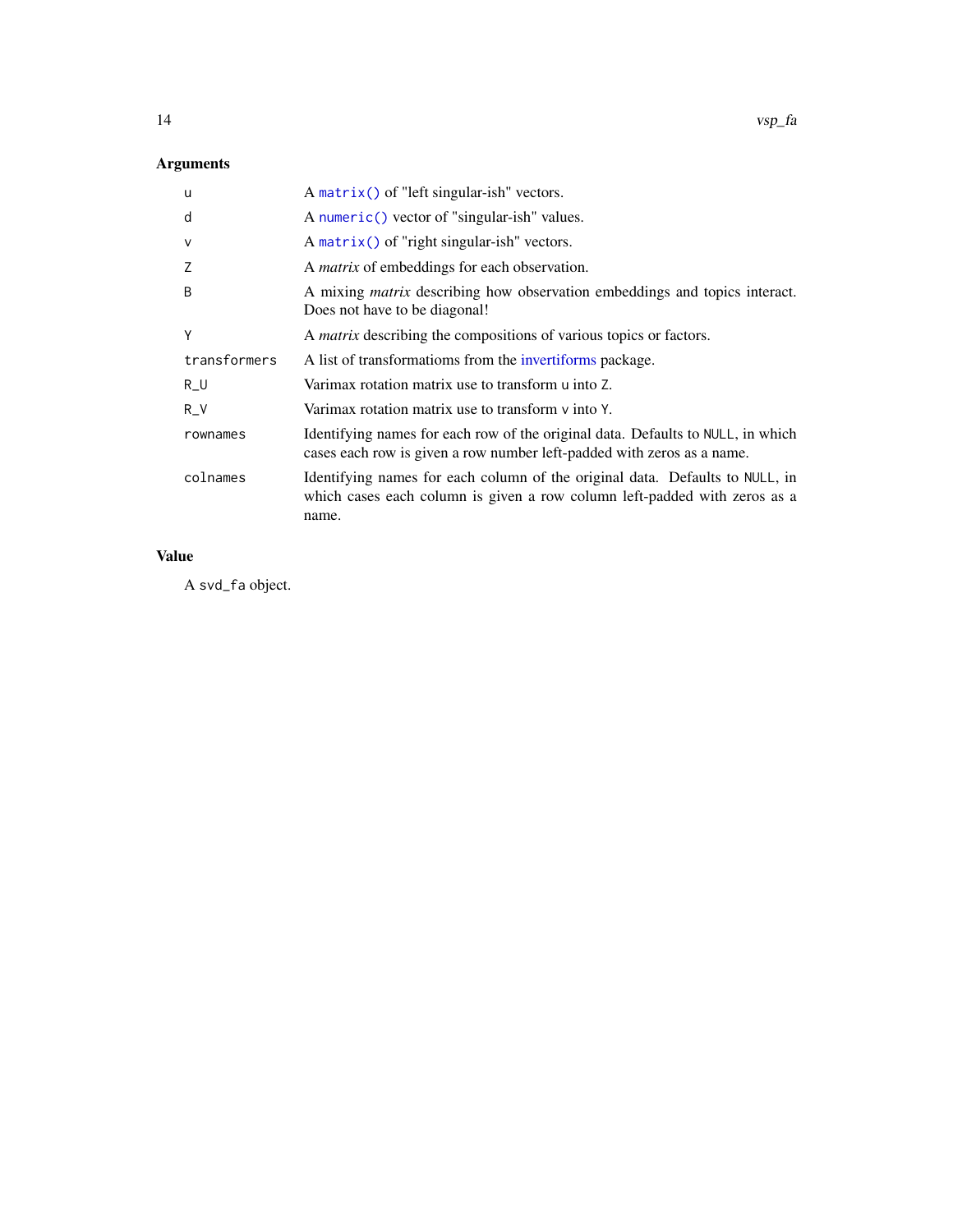## Arguments

| Argument | Description |
|---|---|
| `u` | A `matrix()` of "left singular-ish" vectors. |
| `d` | A `numeric()` vector of "singular-ish" values. |
| `v` | A `matrix()` of "right singular-ish" vectors. |
| `Z` | A *matrix* of embeddings for each observation. |
| `B` | A mixing *matrix* describing how observation embeddings and topics interact. Does not have to be diagonal! |
| `Y` | A *matrix* describing the compositions of various topics or factors. |
| `transformers` | A list of transformatioms from the invertiforms package. |
| `R_U` | Varimax rotation matrix use to transform `u` into `Z`. |
| `R_V` | Varimax rotation matrix use to transform `v` into `Y`. |
| `rownames` | Identifying names for each row of the original data. Defaults to `NULL`, in which cases each row is given a row number left-padded with zeros as a name. |
| `colnames` | Identifying names for each column of the original data. Defaults to `NULL`, in which cases each column is given a row column left-padded with zeros as a name. |

## Value

A `svd_fa` object.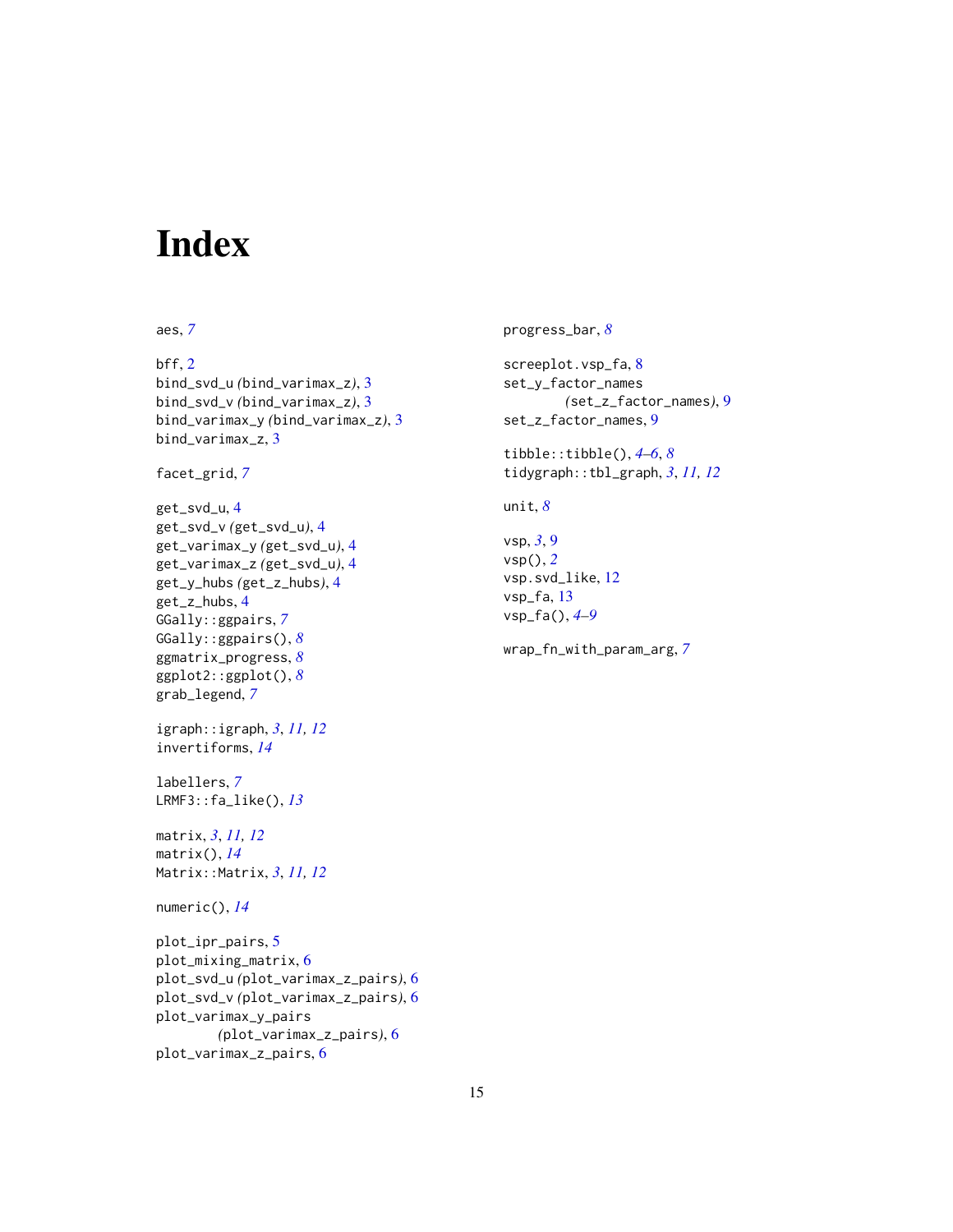# Index

aes, *7*

bff, 2
bind_svd_u *(*bind_varimax_z*)*, 3
bind_svd_v *(*bind_varimax_z*)*, 3
bind_varimax_y *(*bind_varimax_z*)*, 3
bind_varimax_z, 3

facet_grid, *7*

get_svd_u, 4
get_svd_v *(*get_svd_u*)*, 4
get_varimax_y *(*get_svd_u*)*, 4
get_varimax_z *(*get_svd_u*)*, 4
get_y_hubs *(*get_z_hubs*)*, 4
get_z_hubs, 4
GGally::ggpairs, *7*
GGally::ggpairs(), *8*
ggmatrix_progress, *8*
ggplot2::ggplot(), *8*
grab_legend, *7*

igraph::igraph, *3*, *11, 12*
invertiforms, *14*

labellers, *7*
LRMF3::fa_like(), *13*

matrix, *3*, *11, 12*
matrix(), *14*
Matrix::Matrix, *3*, *11, 12*

numeric(), *14*

plot_ipr_pairs, 5
plot_mixing_matrix, 6
plot_svd_u *(*plot_varimax_z_pairs*)*, 6
plot_svd_v *(*plot_varimax_z_pairs*)*, 6
plot_varimax_y_pairs *(*plot_varimax_z_pairs*)*, 6
plot_varimax_z_pairs, 6
progress_bar, *8*

screeplot.vsp_fa, 8
set_y_factor_names *(*set_z_factor_names*)*, 9
set_z_factor_names, 9

tibble::tibble(), *4–6*, *8*
tidygraph::tbl_graph, *3*, *11, 12*

unit, *8*

vsp, *3*, 9
vsp(), *2*
vsp.svd_like, 12
vsp_fa, 13
vsp_fa(), *4–9*

wrap_fn_with_param_arg, *7*